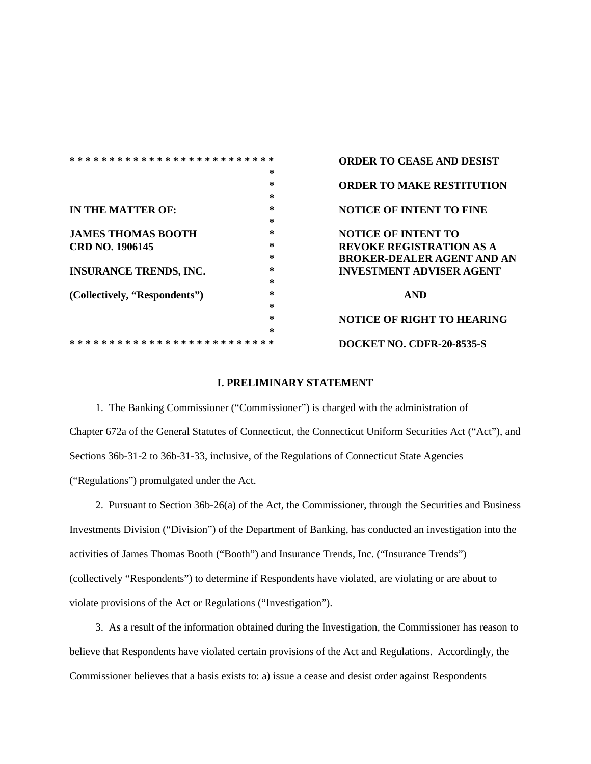| IN THE MATTER OF: | ORDER TO CEASE AND DESIST |
| --- | --- |
| | ORDER TO MAKE RESTITUTION |
| **JAMES THOMAS BOOTH** **CRD NO. 1906145** | NOTICE OF INTENT TO FINE |
| **INSURANCE TRENDS, INC.** | NOTICE OF INTENT TO REVOKE REGISTRATION AS A BROKER-DEALER AGENT AND AN INVESTMENT ADVISER AGENT |
| **(Collectively, "Respondents")** | AND |
| | NOTICE OF RIGHT TO HEARING |
| | DOCKET NO. CDFR-20-8535-S |

## I. PRELIMINARY STATEMENT

1. The Banking Commissioner ("Commissioner") is charged with the administration of Chapter 672a of the General Statutes of Connecticut, the Connecticut Uniform Securities Act ("Act"), and Sections 36b-31-2 to 36b-31-33, inclusive, of the Regulations of Connecticut State Agencies ("Regulations") promulgated under the Act.

2. Pursuant to Section 36b-26(a) of the Act, the Commissioner, through the Securities and Business Investments Division ("Division") of the Department of Banking, has conducted an investigation into the activities of James Thomas Booth ("Booth") and Insurance Trends, Inc. ("Insurance Trends") (collectively "Respondents") to determine if Respondents have violated, are violating or are about to violate provisions of the Act or Regulations ("Investigation").

3. As a result of the information obtained during the Investigation, the Commissioner has reason to believe that Respondents have violated certain provisions of the Act and Regulations. Accordingly, the Commissioner believes that a basis exists to: a) issue a cease and desist order against Respondents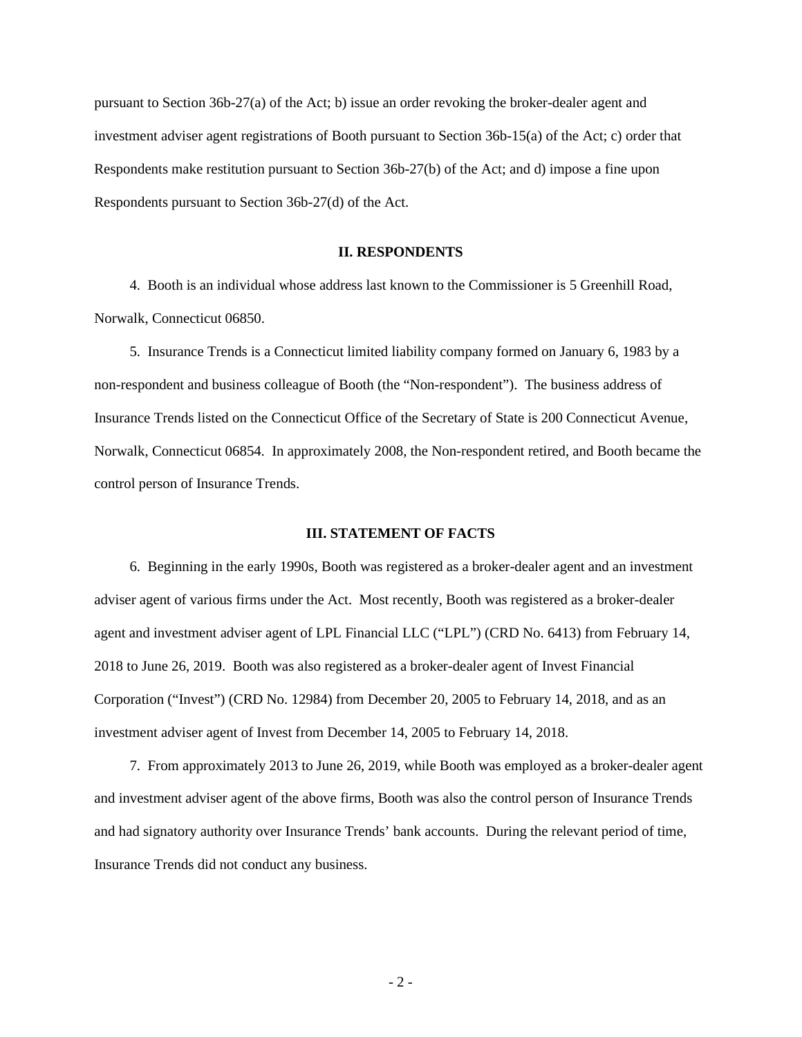pursuant to Section 36b-27(a) of the Act; b) issue an order revoking the broker-dealer agent and investment adviser agent registrations of Booth pursuant to Section 36b-15(a) of the Act; c) order that Respondents make restitution pursuant to Section 36b-27(b) of the Act; and d) impose a fine upon Respondents pursuant to Section 36b-27(d) of the Act.

## II. RESPONDENTS

4. Booth is an individual whose address last known to the Commissioner is 5 Greenhill Road, Norwalk, Connecticut 06850.

5. Insurance Trends is a Connecticut limited liability company formed on January 6, 1983 by a non-respondent and business colleague of Booth (the "Non-respondent"). The business address of Insurance Trends listed on the Connecticut Office of the Secretary of State is 200 Connecticut Avenue, Norwalk, Connecticut 06854. In approximately 2008, the Non-respondent retired, and Booth became the control person of Insurance Trends.

## III. STATEMENT OF FACTS

6. Beginning in the early 1990s, Booth was registered as a broker-dealer agent and an investment adviser agent of various firms under the Act. Most recently, Booth was registered as a broker-dealer agent and investment adviser agent of LPL Financial LLC ("LPL") (CRD No. 6413) from February 14, 2018 to June 26, 2019. Booth was also registered as a broker-dealer agent of Invest Financial Corporation ("Invest") (CRD No. 12984) from December 20, 2005 to February 14, 2018, and as an investment adviser agent of Invest from December 14, 2005 to February 14, 2018.

7. From approximately 2013 to June 26, 2019, while Booth was employed as a broker-dealer agent and investment adviser agent of the above firms, Booth was also the control person of Insurance Trends and had signatory authority over Insurance Trends' bank accounts. During the relevant period of time, Insurance Trends did not conduct any business.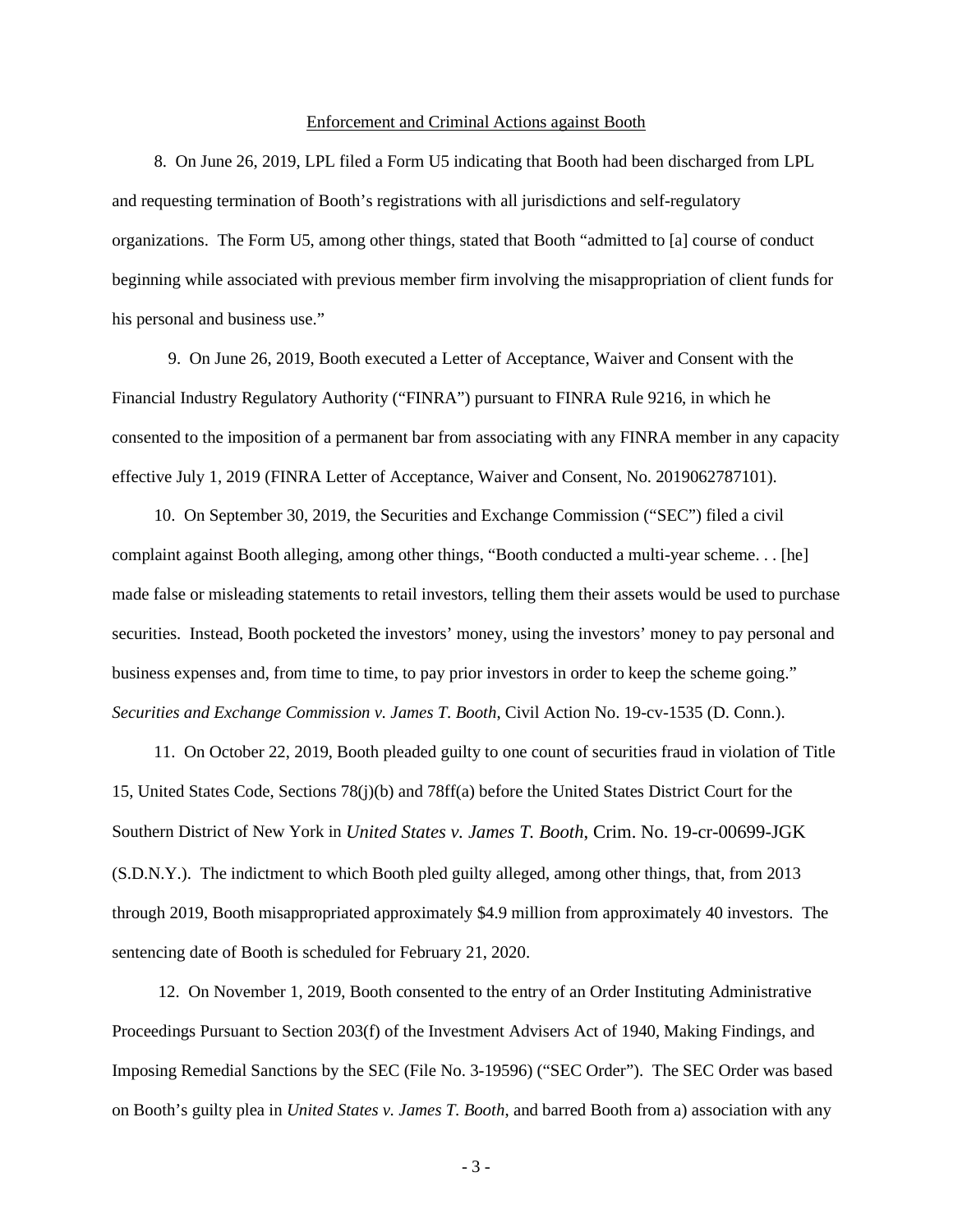Enforcement and Criminal Actions against Booth

8. On June 26, 2019, LPL filed a Form U5 indicating that Booth had been discharged from LPL and requesting termination of Booth's registrations with all jurisdictions and self-regulatory organizations. The Form U5, among other things, stated that Booth "admitted to [a] course of conduct beginning while associated with previous member firm involving the misappropriation of client funds for his personal and business use."

9. On June 26, 2019, Booth executed a Letter of Acceptance, Waiver and Consent with the Financial Industry Regulatory Authority ("FINRA") pursuant to FINRA Rule 9216, in which he consented to the imposition of a permanent bar from associating with any FINRA member in any capacity effective July 1, 2019 (FINRA Letter of Acceptance, Waiver and Consent, No. 2019062787101).

10. On September 30, 2019, the Securities and Exchange Commission ("SEC") filed a civil complaint against Booth alleging, among other things, "Booth conducted a multi-year scheme. . . [he] made false or misleading statements to retail investors, telling them their assets would be used to purchase securities. Instead, Booth pocketed the investors' money, using the investors' money to pay personal and business expenses and, from time to time, to pay prior investors in order to keep the scheme going." *Securities and Exchange Commission v. James T. Booth,* Civil Action No. 19-cv-1535 (D. Conn.).

11. On October 22, 2019, Booth pleaded guilty to one count of securities fraud in violation of Title 15, United States Code, Sections 78(j)(b) and 78ff(a) before the United States District Court for the Southern District of New York in *United States v. James T. Booth,* Crim. No. 19-cr-00699-JGK (S.D.N.Y.). The indictment to which Booth pled guilty alleged, among other things, that, from 2013 through 2019, Booth misappropriated approximately $4.9 million from approximately 40 investors. The sentencing date of Booth is scheduled for February 21, 2020.

12. On November 1, 2019, Booth consented to the entry of an Order Instituting Administrative Proceedings Pursuant to Section 203(f) of the Investment Advisers Act of 1940, Making Findings, and Imposing Remedial Sanctions by the SEC (File No. 3-19596) ("SEC Order"). The SEC Order was based on Booth's guilty plea in *United States v. James T. Booth*, and barred Booth from a) association with any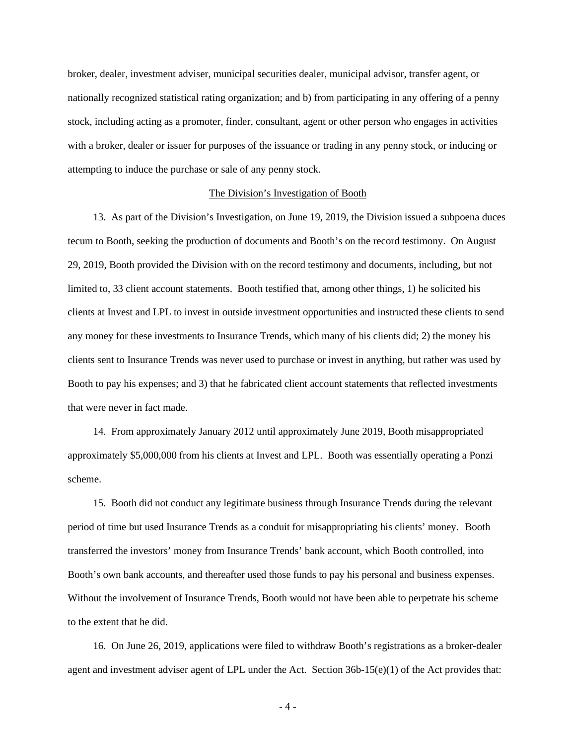broker, dealer, investment adviser, municipal securities dealer, municipal advisor, transfer agent, or nationally recognized statistical rating organization; and b) from participating in any offering of a penny stock, including acting as a promoter, finder, consultant, agent or other person who engages in activities with a broker, dealer or issuer for purposes of the issuance or trading in any penny stock, or inducing or attempting to induce the purchase or sale of any penny stock.

<u>The Division's Investigation of Booth</u>

13. As part of the Division's Investigation, on June 19, 2019, the Division issued a subpoena duces tecum to Booth, seeking the production of documents and Booth's on the record testimony. On August 29, 2019, Booth provided the Division with on the record testimony and documents, including, but not limited to, 33 client account statements. Booth testified that, among other things, 1) he solicited his clients at Invest and LPL to invest in outside investment opportunities and instructed these clients to send any money for these investments to Insurance Trends, which many of his clients did; 2) the money his clients sent to Insurance Trends was never used to purchase or invest in anything, but rather was used by Booth to pay his expenses; and 3) that he fabricated client account statements that reflected investments that were never in fact made.

14. From approximately January 2012 until approximately June 2019, Booth misappropriated approximately $5,000,000 from his clients at Invest and LPL. Booth was essentially operating a Ponzi scheme.

15. Booth did not conduct any legitimate business through Insurance Trends during the relevant period of time but used Insurance Trends as a conduit for misappropriating his clients' money. Booth transferred the investors' money from Insurance Trends' bank account, which Booth controlled, into Booth's own bank accounts, and thereafter used those funds to pay his personal and business expenses. Without the involvement of Insurance Trends, Booth would not have been able to perpetrate his scheme to the extent that he did.

16. On June 26, 2019, applications were filed to withdraw Booth's registrations as a broker-dealer agent and investment adviser agent of LPL under the Act. Section 36b-15(e)(1) of the Act provides that: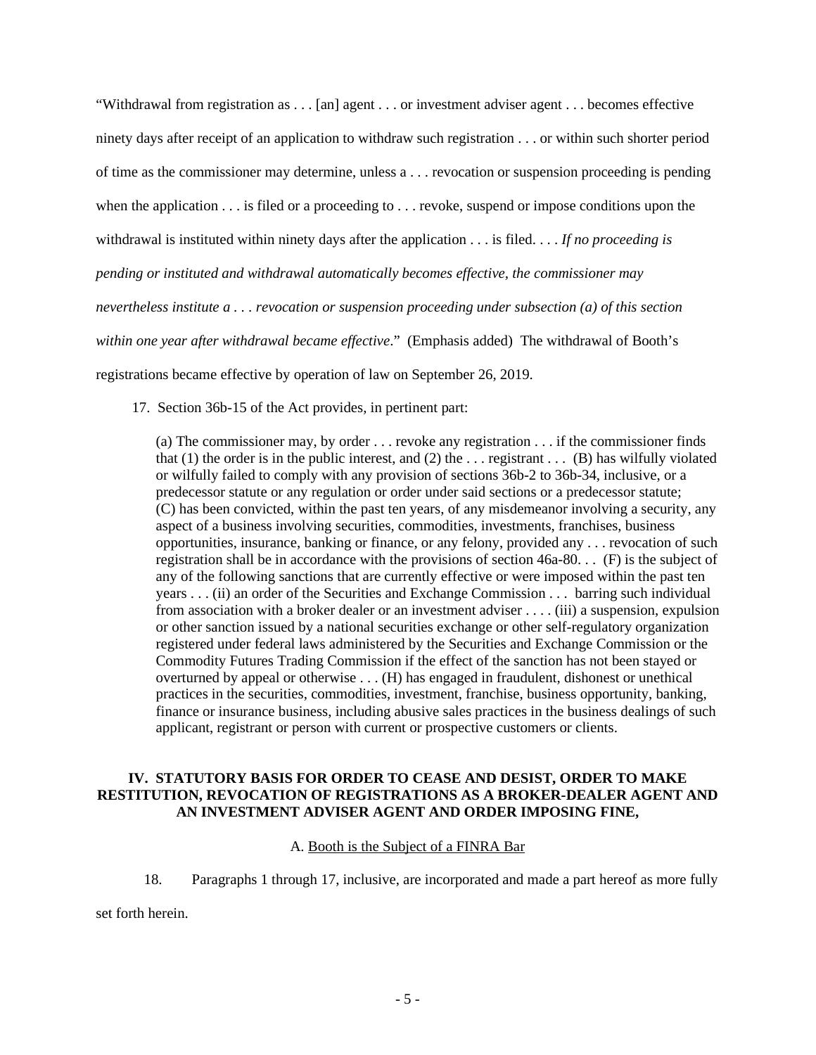"Withdrawal from registration as . . . [an] agent . . . or investment adviser agent . . . becomes effective ninety days after receipt of an application to withdraw such registration . . . or within such shorter period of time as the commissioner may determine, unless a . . . revocation or suspension proceeding is pending when the application . . . is filed or a proceeding to . . . revoke, suspend or impose conditions upon the withdrawal is instituted within ninety days after the application . . . is filed. . . . *If no proceeding is pending or instituted and withdrawal automatically becomes effective, the commissioner may nevertheless institute a . . . revocation or suspension proceeding under subsection (a) of this section within one year after withdrawal became effective*." (Emphasis added) The withdrawal of Booth's registrations became effective by operation of law on September 26, 2019.

17. Section 36b-15 of the Act provides, in pertinent part:

> (a) The commissioner may, by order . . . revoke any registration . . . if the commissioner finds that (1) the order is in the public interest, and (2) the . . . registrant . . . (B) has wilfully violated or wilfully failed to comply with any provision of sections 36b-2 to 36b-34, inclusive, or a predecessor statute or any regulation or order under said sections or a predecessor statute; (C) has been convicted, within the past ten years, of any misdemeanor involving a security, any aspect of a business involving securities, commodities, investments, franchises, business opportunities, insurance, banking or finance, or any felony, provided any . . . revocation of such registration shall be in accordance with the provisions of section 46a-80. . . (F) is the subject of any of the following sanctions that are currently effective or were imposed within the past ten years . . . (ii) an order of the Securities and Exchange Commission . . . barring such individual from association with a broker dealer or an investment adviser . . . . (iii) a suspension, expulsion or other sanction issued by a national securities exchange or other self-regulatory organization registered under federal laws administered by the Securities and Exchange Commission or the Commodity Futures Trading Commission if the effect of the sanction has not been stayed or overturned by appeal or otherwise . . . (H) has engaged in fraudulent, dishonest or unethical practices in the securities, commodities, investment, franchise, business opportunity, banking, finance or insurance business, including abusive sales practices in the business dealings of such applicant, registrant or person with current or prospective customers or clients.

## IV. STATUTORY BASIS FOR ORDER TO CEASE AND DESIST, ORDER TO MAKE RESTITUTION, REVOCATION OF REGISTRATIONS AS A BROKER-DEALER AGENT AND AN INVESTMENT ADVISER AGENT AND ORDER IMPOSING FINE,

### A. Booth is the Subject of a FINRA Bar

18. Paragraphs 1 through 17, inclusive, are incorporated and made a part hereof as more fully set forth herein.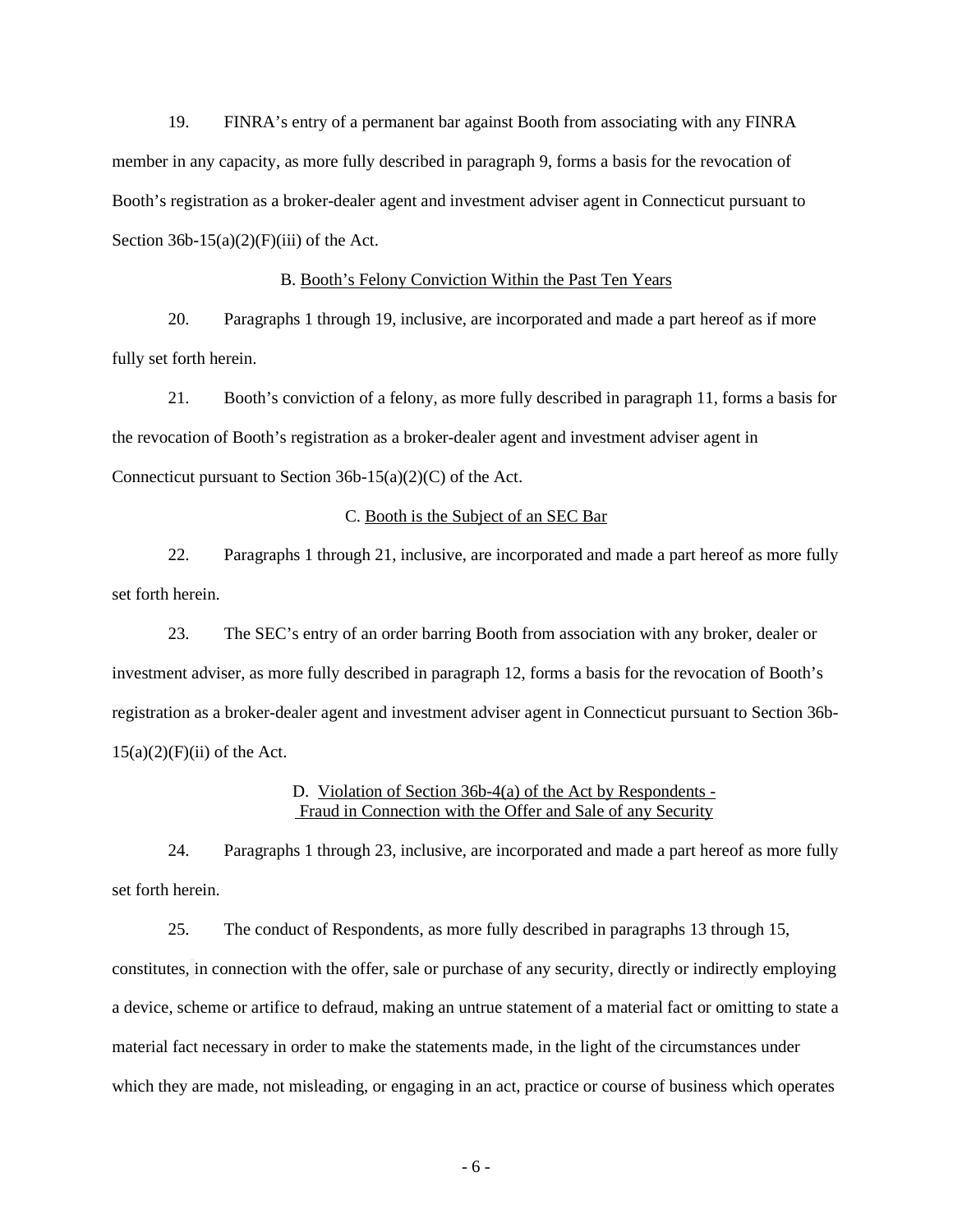19. FINRA's entry of a permanent bar against Booth from associating with any FINRA member in any capacity, as more fully described in paragraph 9, forms a basis for the revocation of Booth's registration as a broker-dealer agent and investment adviser agent in Connecticut pursuant to Section 36b-15(a)(2)(F)(iii) of the Act.

B. Booth's Felony Conviction Within the Past Ten Years

20. Paragraphs 1 through 19, inclusive, are incorporated and made a part hereof as if more fully set forth herein.

21. Booth's conviction of a felony, as more fully described in paragraph 11, forms a basis for the revocation of Booth's registration as a broker-dealer agent and investment adviser agent in Connecticut pursuant to Section 36b-15(a)(2)(C) of the Act.

C. Booth is the Subject of an SEC Bar

22. Paragraphs 1 through 21, inclusive, are incorporated and made a part hereof as more fully set forth herein.

23. The SEC's entry of an order barring Booth from association with any broker, dealer or investment adviser, as more fully described in paragraph 12, forms a basis for the revocation of Booth's registration as a broker-dealer agent and investment adviser agent in Connecticut pursuant to Section 36b-15(a)(2)(F)(ii) of the Act.

D. Violation of Section 36b-4(a) of the Act by Respondents - Fraud in Connection with the Offer and Sale of any Security

24. Paragraphs 1 through 23, inclusive, are incorporated and made a part hereof as more fully set forth herein.

25. The conduct of Respondents, as more fully described in paragraphs 13 through 15, constitutes, in connection with the offer, sale or purchase of any security, directly or indirectly employing a device, scheme or artifice to defraud, making an untrue statement of a material fact or omitting to state a material fact necessary in order to make the statements made, in the light of the circumstances under which they are made, not misleading, or engaging in an act, practice or course of business which operates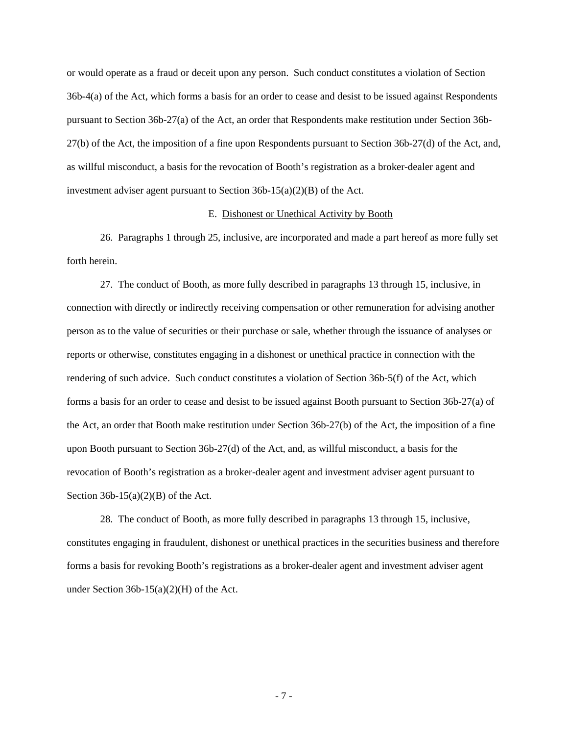or would operate as a fraud or deceit upon any person. Such conduct constitutes a violation of Section 36b-4(a) of the Act, which forms a basis for an order to cease and desist to be issued against Respondents pursuant to Section 36b-27(a) of the Act, an order that Respondents make restitution under Section 36b-27(b) of the Act, the imposition of a fine upon Respondents pursuant to Section 36b-27(d) of the Act, and, as willful misconduct, a basis for the revocation of Booth's registration as a broker-dealer agent and investment adviser agent pursuant to Section 36b-15(a)(2)(B) of the Act.

E. Dishonest or Unethical Activity by Booth

26. Paragraphs 1 through 25, inclusive, are incorporated and made a part hereof as more fully set forth herein.

27. The conduct of Booth, as more fully described in paragraphs 13 through 15, inclusive, in connection with directly or indirectly receiving compensation or other remuneration for advising another person as to the value of securities or their purchase or sale, whether through the issuance of analyses or reports or otherwise, constitutes engaging in a dishonest or unethical practice in connection with the rendering of such advice. Such conduct constitutes a violation of Section 36b-5(f) of the Act, which forms a basis for an order to cease and desist to be issued against Booth pursuant to Section 36b-27(a) of the Act, an order that Booth make restitution under Section 36b-27(b) of the Act, the imposition of a fine upon Booth pursuant to Section 36b-27(d) of the Act, and, as willful misconduct, a basis for the revocation of Booth's registration as a broker-dealer agent and investment adviser agent pursuant to Section 36b-15(a)(2)(B) of the Act.

28. The conduct of Booth, as more fully described in paragraphs 13 through 15, inclusive, constitutes engaging in fraudulent, dishonest or unethical practices in the securities business and therefore forms a basis for revoking Booth's registrations as a broker-dealer agent and investment adviser agent under Section 36b-15(a)(2)(H) of the Act.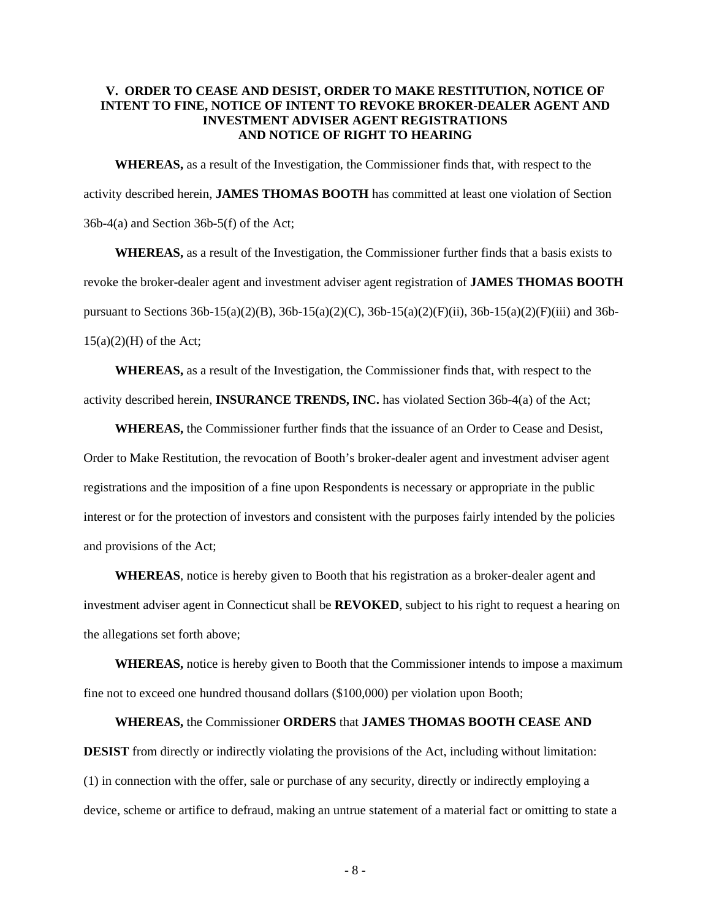## V. ORDER TO CEASE AND DESIST, ORDER TO MAKE RESTITUTION, NOTICE OF INTENT TO FINE, NOTICE OF INTENT TO REVOKE BROKER-DEALER AGENT AND INVESTMENT ADVISER AGENT REGISTRATIONS AND NOTICE OF RIGHT TO HEARING

**WHEREAS,** as a result of the Investigation, the Commissioner finds that, with respect to the activity described herein, **JAMES THOMAS BOOTH** has committed at least one violation of Section 36b-4(a) and Section 36b-5(f) of the Act;

**WHEREAS,** as a result of the Investigation, the Commissioner further finds that a basis exists to revoke the broker-dealer agent and investment adviser agent registration of **JAMES THOMAS BOOTH** pursuant to Sections 36b-15(a)(2)(B), 36b-15(a)(2)(C), 36b-15(a)(2)(F)(ii), 36b-15(a)(2)(F)(iii) and 36b-15(a)(2)(H) of the Act;

**WHEREAS,** as a result of the Investigation, the Commissioner finds that, with respect to the activity described herein, **INSURANCE TRENDS, INC.** has violated Section 36b-4(a) of the Act;

**WHEREAS,** the Commissioner further finds that the issuance of an Order to Cease and Desist, Order to Make Restitution, the revocation of Booth's broker-dealer agent and investment adviser agent registrations and the imposition of a fine upon Respondents is necessary or appropriate in the public interest or for the protection of investors and consistent with the purposes fairly intended by the policies and provisions of the Act;

**WHEREAS**, notice is hereby given to Booth that his registration as a broker-dealer agent and investment adviser agent in Connecticut shall be **REVOKED**, subject to his right to request a hearing on the allegations set forth above;

**WHEREAS,** notice is hereby given to Booth that the Commissioner intends to impose a maximum fine not to exceed one hundred thousand dollars ($100,000) per violation upon Booth;

**WHEREAS,** the Commissioner **ORDERS** that **JAMES THOMAS BOOTH CEASE AND DESIST** from directly or indirectly violating the provisions of the Act, including without limitation: (1) in connection with the offer, sale or purchase of any security, directly or indirectly employing a device, scheme or artifice to defraud, making an untrue statement of a material fact or omitting to state a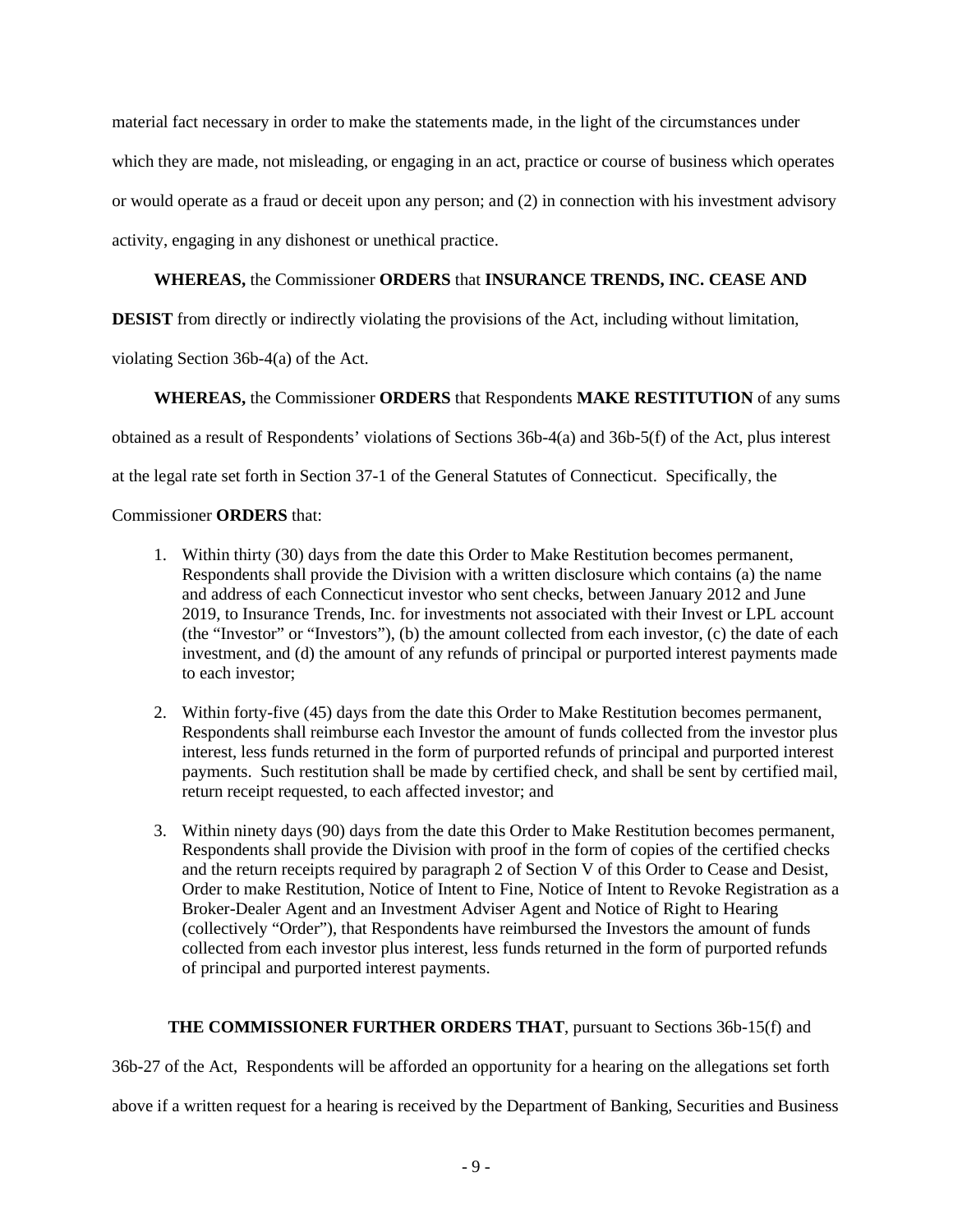material fact necessary in order to make the statements made, in the light of the circumstances under which they are made, not misleading, or engaging in an act, practice or course of business which operates or would operate as a fraud or deceit upon any person; and (2) in connection with his investment advisory activity, engaging in any dishonest or unethical practice.

**WHEREAS,** the Commissioner **ORDERS** that **INSURANCE TRENDS, INC. CEASE AND DESIST** from directly or indirectly violating the provisions of the Act, including without limitation, violating Section 36b-4(a) of the Act.

**WHEREAS,** the Commissioner **ORDERS** that Respondents **MAKE RESTITUTION** of any sums obtained as a result of Respondents' violations of Sections 36b-4(a) and 36b-5(f) of the Act, plus interest at the legal rate set forth in Section 37-1 of the General Statutes of Connecticut. Specifically, the Commissioner **ORDERS** that:

1. Within thirty (30) days from the date this Order to Make Restitution becomes permanent, Respondents shall provide the Division with a written disclosure which contains (a) the name and address of each Connecticut investor who sent checks, between January 2012 and June 2019, to Insurance Trends, Inc. for investments not associated with their Invest or LPL account (the "Investor" or "Investors"), (b) the amount collected from each investor, (c) the date of each investment, and (d) the amount of any refunds of principal or purported interest payments made to each investor;

2. Within forty-five (45) days from the date this Order to Make Restitution becomes permanent, Respondents shall reimburse each Investor the amount of funds collected from the investor plus interest, less funds returned in the form of purported refunds of principal and purported interest payments. Such restitution shall be made by certified check, and shall be sent by certified mail, return receipt requested, to each affected investor; and

3. Within ninety days (90) days from the date this Order to Make Restitution becomes permanent, Respondents shall provide the Division with proof in the form of copies of the certified checks and the return receipts required by paragraph 2 of Section V of this Order to Cease and Desist, Order to make Restitution, Notice of Intent to Fine, Notice of Intent to Revoke Registration as a Broker-Dealer Agent and an Investment Adviser Agent and Notice of Right to Hearing (collectively "Order"), that Respondents have reimbursed the Investors the amount of funds collected from each investor plus interest, less funds returned in the form of purported refunds of principal and purported interest payments.

**THE COMMISSIONER FURTHER ORDERS THAT**, pursuant to Sections 36b-15(f) and 36b-27 of the Act, Respondents will be afforded an opportunity for a hearing on the allegations set forth above if a written request for a hearing is received by the Department of Banking, Securities and Business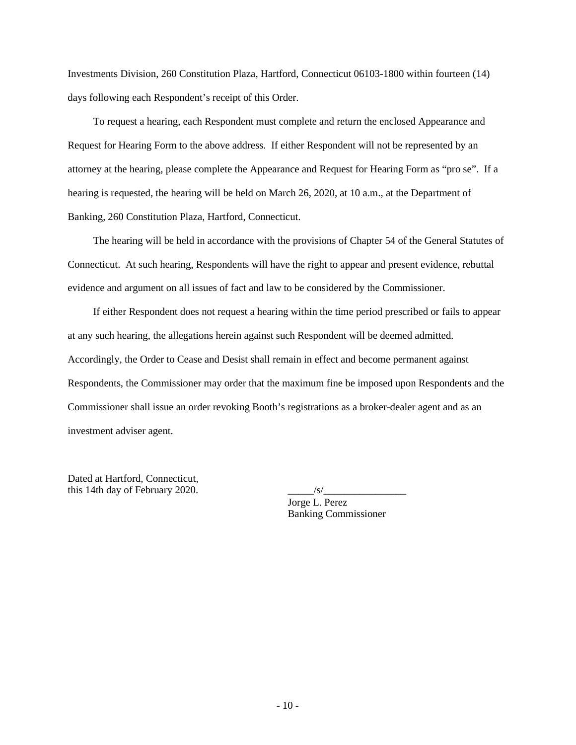Investments Division, 260 Constitution Plaza, Hartford, Connecticut 06103-1800 within fourteen (14) days following each Respondent's receipt of this Order.

To request a hearing, each Respondent must complete and return the enclosed Appearance and Request for Hearing Form to the above address. If either Respondent will not be represented by an attorney at the hearing, please complete the Appearance and Request for Hearing Form as "pro se". If a hearing is requested, the hearing will be held on March 26, 2020, at 10 a.m., at the Department of Banking, 260 Constitution Plaza, Hartford, Connecticut.

The hearing will be held in accordance with the provisions of Chapter 54 of the General Statutes of Connecticut. At such hearing, Respondents will have the right to appear and present evidence, rebuttal evidence and argument on all issues of fact and law to be considered by the Commissioner.

If either Respondent does not request a hearing within the time period prescribed or fails to appear at any such hearing, the allegations herein against such Respondent will be deemed admitted. Accordingly, the Order to Cease and Desist shall remain in effect and become permanent against Respondents, the Commissioner may order that the maximum fine be imposed upon Respondents and the Commissioner shall issue an order revoking Booth's registrations as a broker-dealer agent and as an investment adviser agent.

Dated at Hartford, Connecticut,
this 14th day of February 2020.

_____/s/________________
Jorge L. Perez
Banking Commissioner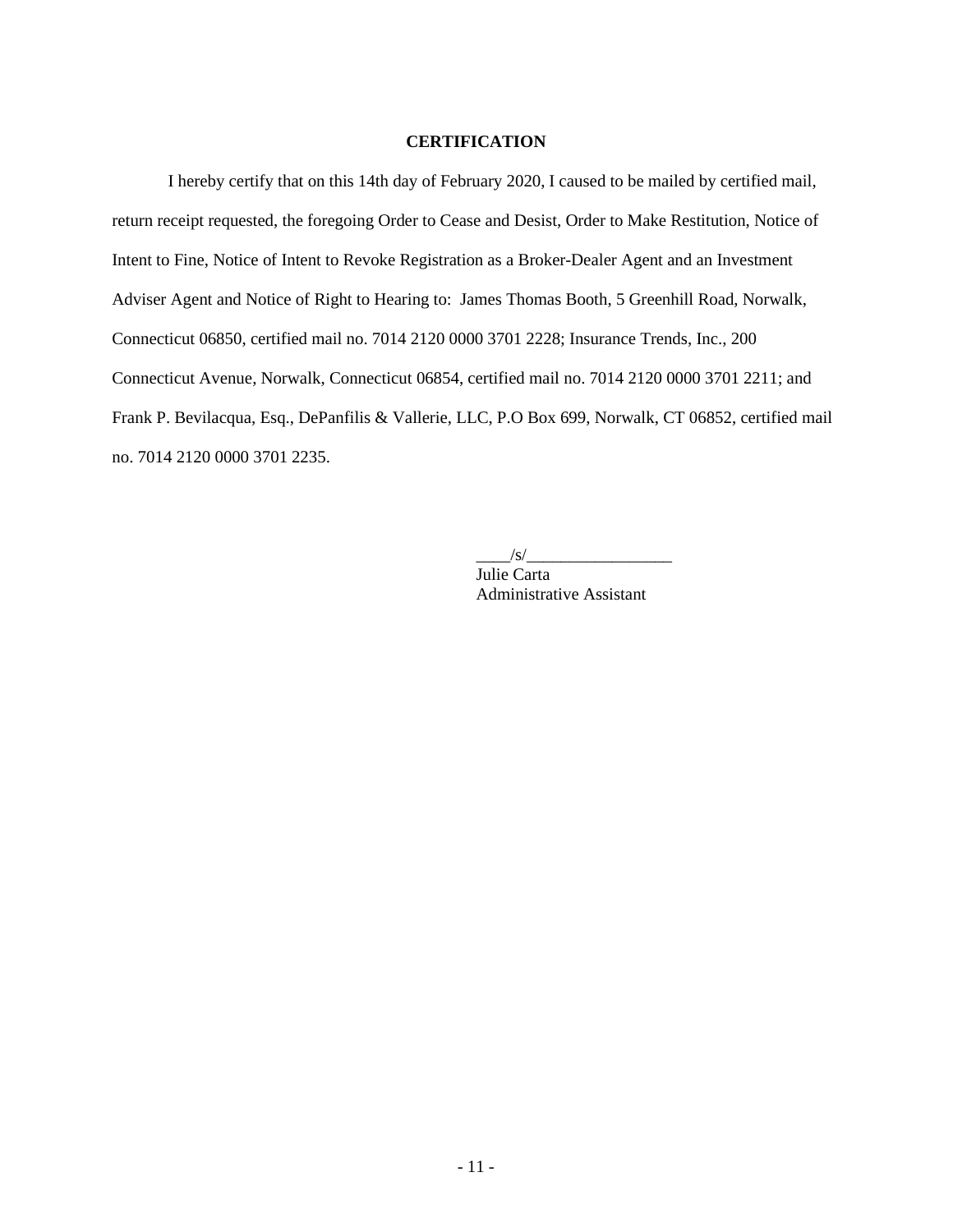**CERTIFICATION**

I hereby certify that on this 14th day of February 2020, I caused to be mailed by certified mail, return receipt requested, the foregoing Order to Cease and Desist, Order to Make Restitution, Notice of Intent to Fine, Notice of Intent to Revoke Registration as a Broker-Dealer Agent and an Investment Adviser Agent and Notice of Right to Hearing to: James Thomas Booth, 5 Greenhill Road, Norwalk, Connecticut 06850, certified mail no. 7014 2120 0000 3701 2228; Insurance Trends, Inc., 200 Connecticut Avenue, Norwalk, Connecticut 06854, certified mail no. 7014 2120 0000 3701 2211; and Frank P. Bevilacqua, Esq., DePanfilis & Vallerie, LLC, P.O Box 699, Norwalk, CT 06852, certified mail no. 7014 2120 0000 3701 2235.

____/s/_________________
Julie Carta
Administrative Assistant